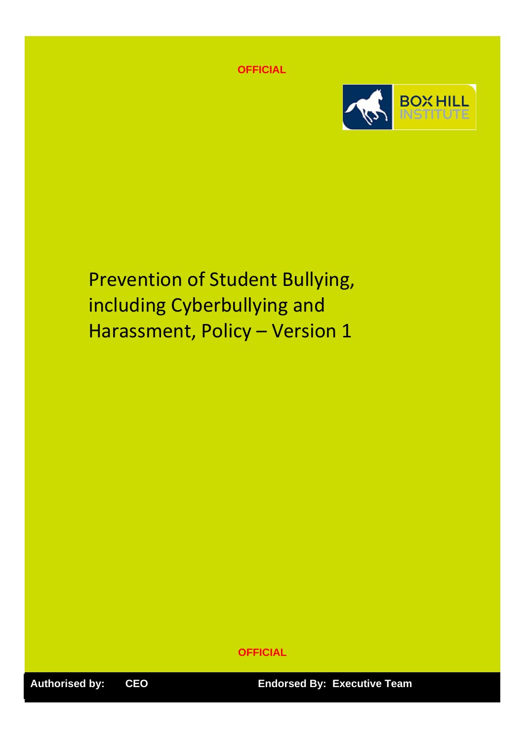OFFICIAL

# Prevention of Student Bullying, including Cyberbullying and Harassment, Policy – Version 1

OFFICIAL

**Authorised by:** **CEO** **Endorsed By:** **Executive Team**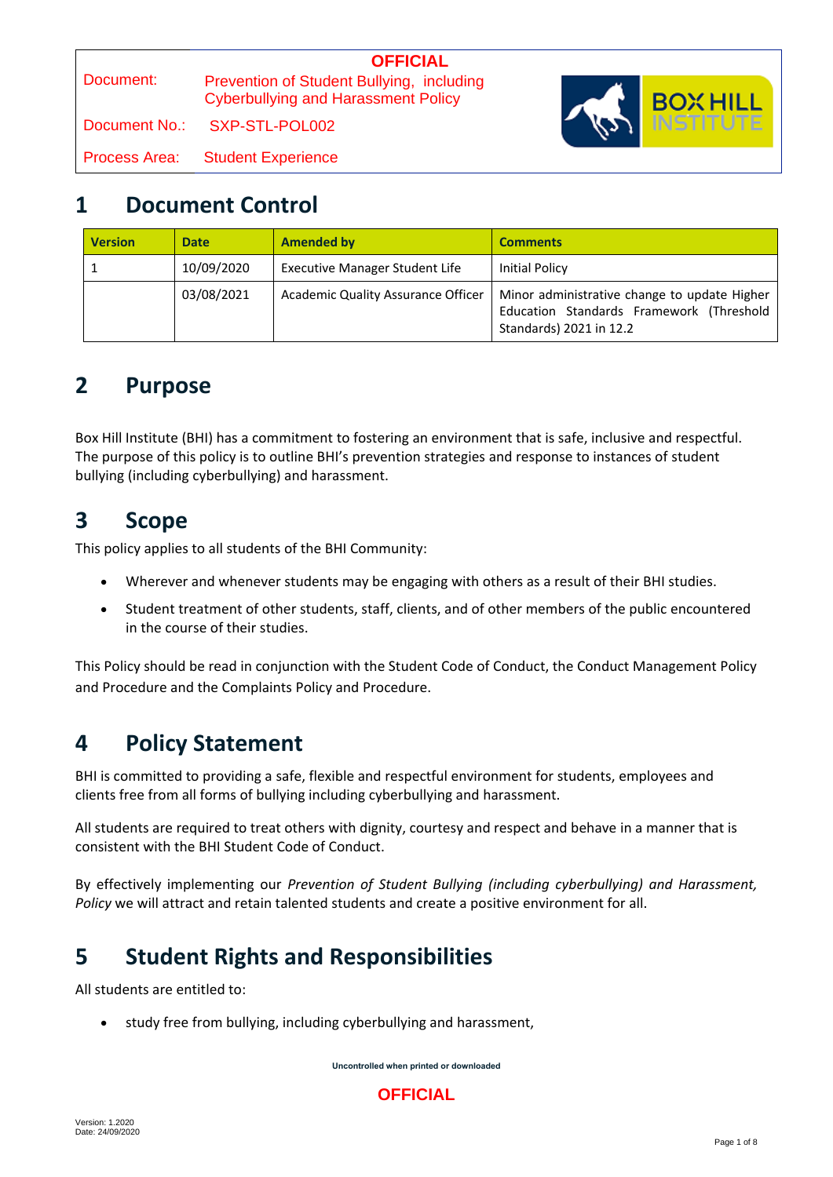# 1 Document Control

| Version | Date | Amended by | Comments |
|---|---|---|---|
| 1 | 10/09/2020 | Executive Manager Student Life | Initial Policy |
| | 03/08/2021 | Academic Quality Assurance Officer | Minor administrative change to update Higher Education Standards Framework (Threshold Standards) 2021 in 12.2 |

# 2 Purpose

Box Hill Institute (BHI) has a commitment to fostering an environment that is safe, inclusive and respectful. The purpose of this policy is to outline BHI's prevention strategies and response to instances of student bullying (including cyberbullying) and harassment.

# 3 Scope

This policy applies to all students of the BHI Community:

- Wherever and whenever students may be engaging with others as a result of their BHI studies.
- Student treatment of other students, staff, clients, and of other members of the public encountered in the course of their studies.

This Policy should be read in conjunction with the Student Code of Conduct, the Conduct Management Policy and Procedure and the Complaints Policy and Procedure.

# 4 Policy Statement

BHI is committed to providing a safe, flexible and respectful environment for students, employees and clients free from all forms of bullying including cyberbullying and harassment.

All students are required to treat others with dignity, courtesy and respect and behave in a manner that is consistent with the BHI Student Code of Conduct.

By effectively implementing our *Prevention of Student Bullying (including cyberbullying) and Harassment, Policy* we will attract and retain talented students and create a positive environment for all.

# 5 Student Rights and Responsibilities

All students are entitled to:

- study free from bullying, including cyberbullying and harassment,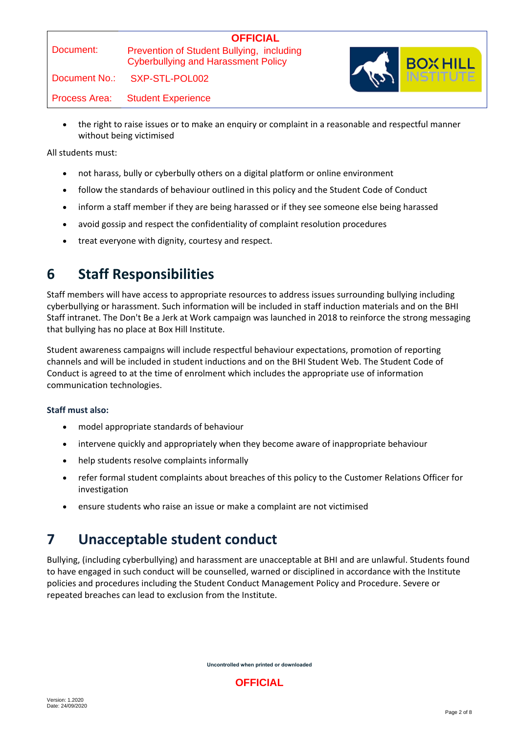- the right to raise issues or to make an enquiry or complaint in a reasonable and respectful manner without being victimised

All students must:

- not harass, bully or cyberbully others on a digital platform or online environment
- follow the standards of behaviour outlined in this policy and the Student Code of Conduct
- inform a staff member if they are being harassed or if they see someone else being harassed
- avoid gossip and respect the confidentiality of complaint resolution procedures
- treat everyone with dignity, courtesy and respect.

# 6 Staff Responsibilities

Staff members will have access to appropriate resources to address issues surrounding bullying including cyberbullying or harassment. Such information will be included in staff induction materials and on the BHI Staff intranet. The Don't Be a Jerk at Work campaign was launched in 2018 to reinforce the strong messaging that bullying has no place at Box Hill Institute.

Student awareness campaigns will include respectful behaviour expectations, promotion of reporting channels and will be included in student inductions and on the BHI Student Web. The Student Code of Conduct is agreed to at the time of enrolment which includes the appropriate use of information communication technologies.

**Staff must also:**

- model appropriate standards of behaviour
- intervene quickly and appropriately when they become aware of inappropriate behaviour
- help students resolve complaints informally
- refer formal student complaints about breaches of this policy to the Customer Relations Officer for investigation
- ensure students who raise an issue or make a complaint are not victimised

# 7 Unacceptable student conduct

Bullying, (including cyberbullying) and harassment are unacceptable at BHI and are unlawful. Students found to have engaged in such conduct will be counselled, warned or disciplined in accordance with the Institute policies and procedures including the Student Conduct Management Policy and Procedure. Severe or repeated breaches can lead to exclusion from the Institute.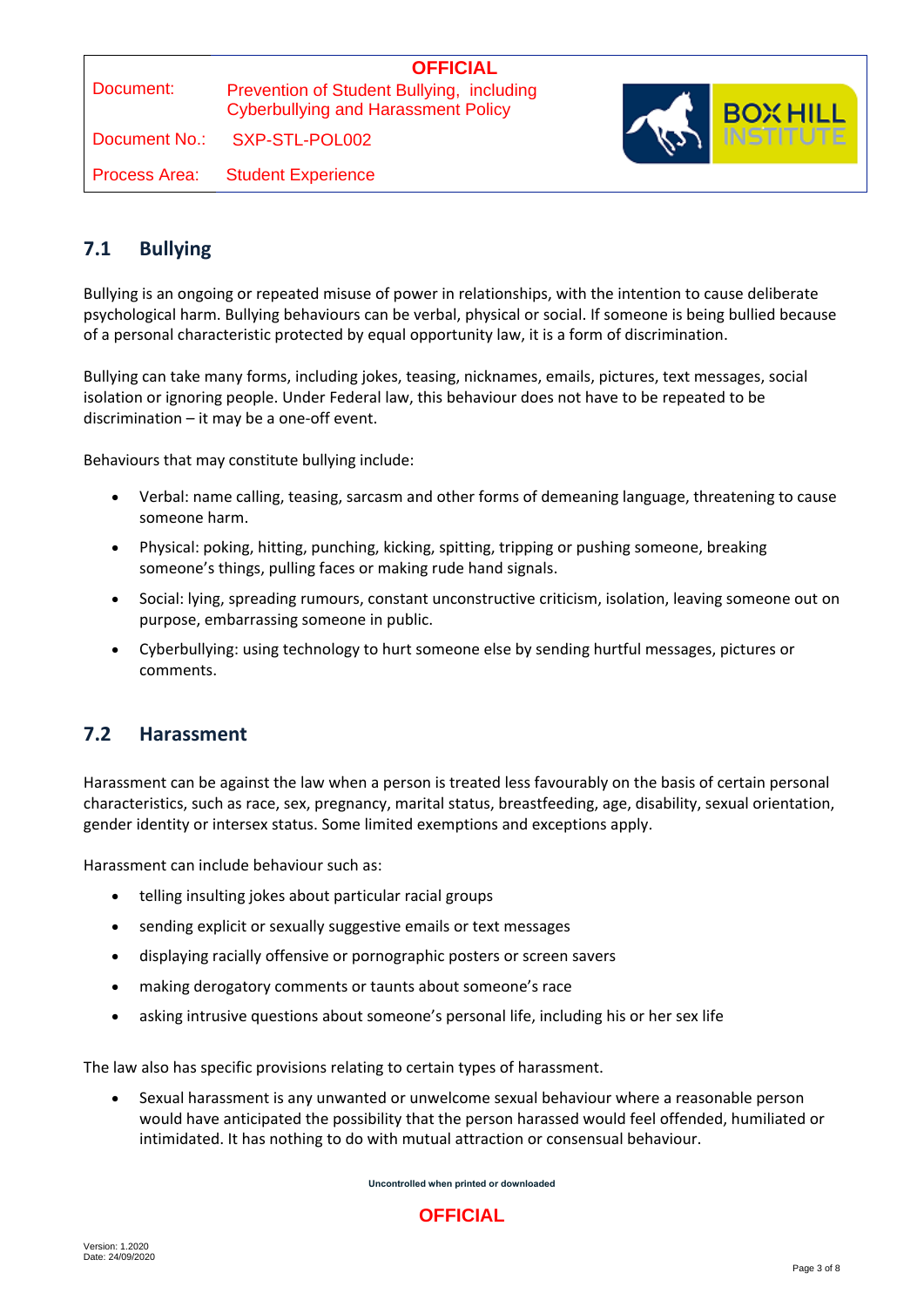## 7.1 Bullying

Bullying is an ongoing or repeated misuse of power in relationships, with the intention to cause deliberate psychological harm. Bullying behaviours can be verbal, physical or social. If someone is being bullied because of a personal characteristic protected by equal opportunity law, it is a form of discrimination.

Bullying can take many forms, including jokes, teasing, nicknames, emails, pictures, text messages, social isolation or ignoring people. Under Federal law, this behaviour does not have to be repeated to be discrimination – it may be a one-off event.

Behaviours that may constitute bullying include:

- Verbal: name calling, teasing, sarcasm and other forms of demeaning language, threatening to cause someone harm.
- Physical: poking, hitting, punching, kicking, spitting, tripping or pushing someone, breaking someone's things, pulling faces or making rude hand signals.
- Social: lying, spreading rumours, constant unconstructive criticism, isolation, leaving someone out on purpose, embarrassing someone in public.
- Cyberbullying: using technology to hurt someone else by sending hurtful messages, pictures or comments.

## 7.2 Harassment

Harassment can be against the law when a person is treated less favourably on the basis of certain personal characteristics, such as race, sex, pregnancy, marital status, breastfeeding, age, disability, sexual orientation, gender identity or intersex status. Some limited exemptions and exceptions apply.

Harassment can include behaviour such as:

- telling insulting jokes about particular racial groups
- sending explicit or sexually suggestive emails or text messages
- displaying racially offensive or pornographic posters or screen savers
- making derogatory comments or taunts about someone's race
- asking intrusive questions about someone's personal life, including his or her sex life

The law also has specific provisions relating to certain types of harassment.

- Sexual harassment is any unwanted or unwelcome sexual behaviour where a reasonable person would have anticipated the possibility that the person harassed would feel offended, humiliated or intimidated. It has nothing to do with mutual attraction or consensual behaviour.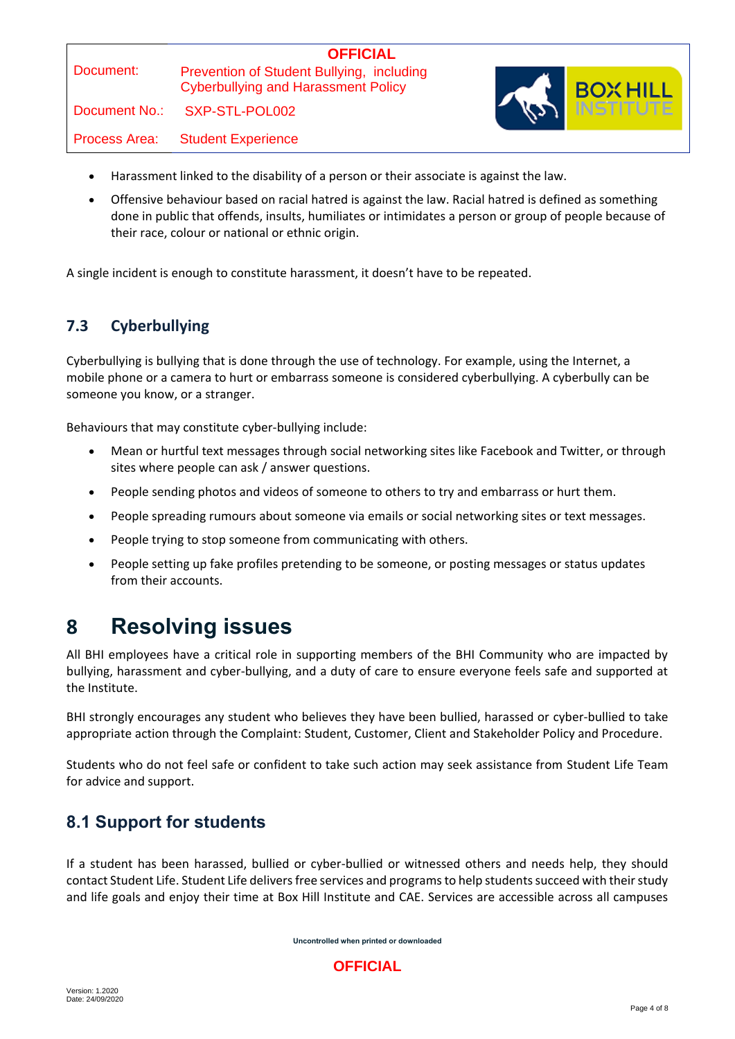- Harassment linked to the disability of a person or their associate is against the law.
- Offensive behaviour based on racial hatred is against the law. Racial hatred is defined as something done in public that offends, insults, humiliates or intimidates a person or group of people because of their race, colour or national or ethnic origin.

A single incident is enough to constitute harassment, it doesn't have to be repeated.

### 7.3 Cyberbullying

Cyberbullying is bullying that is done through the use of technology. For example, using the Internet, a mobile phone or a camera to hurt or embarrass someone is considered cyberbullying. A cyberbully can be someone you know, or a stranger.

Behaviours that may constitute cyber-bullying include:

- Mean or hurtful text messages through social networking sites like Facebook and Twitter, or through sites where people can ask / answer questions.
- People sending photos and videos of someone to others to try and embarrass or hurt them.
- People spreading rumours about someone via emails or social networking sites or text messages.
- People trying to stop someone from communicating with others.
- People setting up fake profiles pretending to be someone, or posting messages or status updates from their accounts.

# 8 Resolving issues

All BHI employees have a critical role in supporting members of the BHI Community who are impacted by bullying, harassment and cyber-bullying, and a duty of care to ensure everyone feels safe and supported at the Institute.

BHI strongly encourages any student who believes they have been bullied, harassed or cyber-bullied to take appropriate action through the Complaint: Student, Customer, Client and Stakeholder Policy and Procedure.

Students who do not feel safe or confident to take such action may seek assistance from Student Life Team for advice and support.

## 8.1 Support for students

If a student has been harassed, bullied or cyber-bullied or witnessed others and needs help, they should contact Student Life. Student Life delivers free services and programs to help students succeed with their study and life goals and enjoy their time at Box Hill Institute and CAE. Services are accessible across all campuses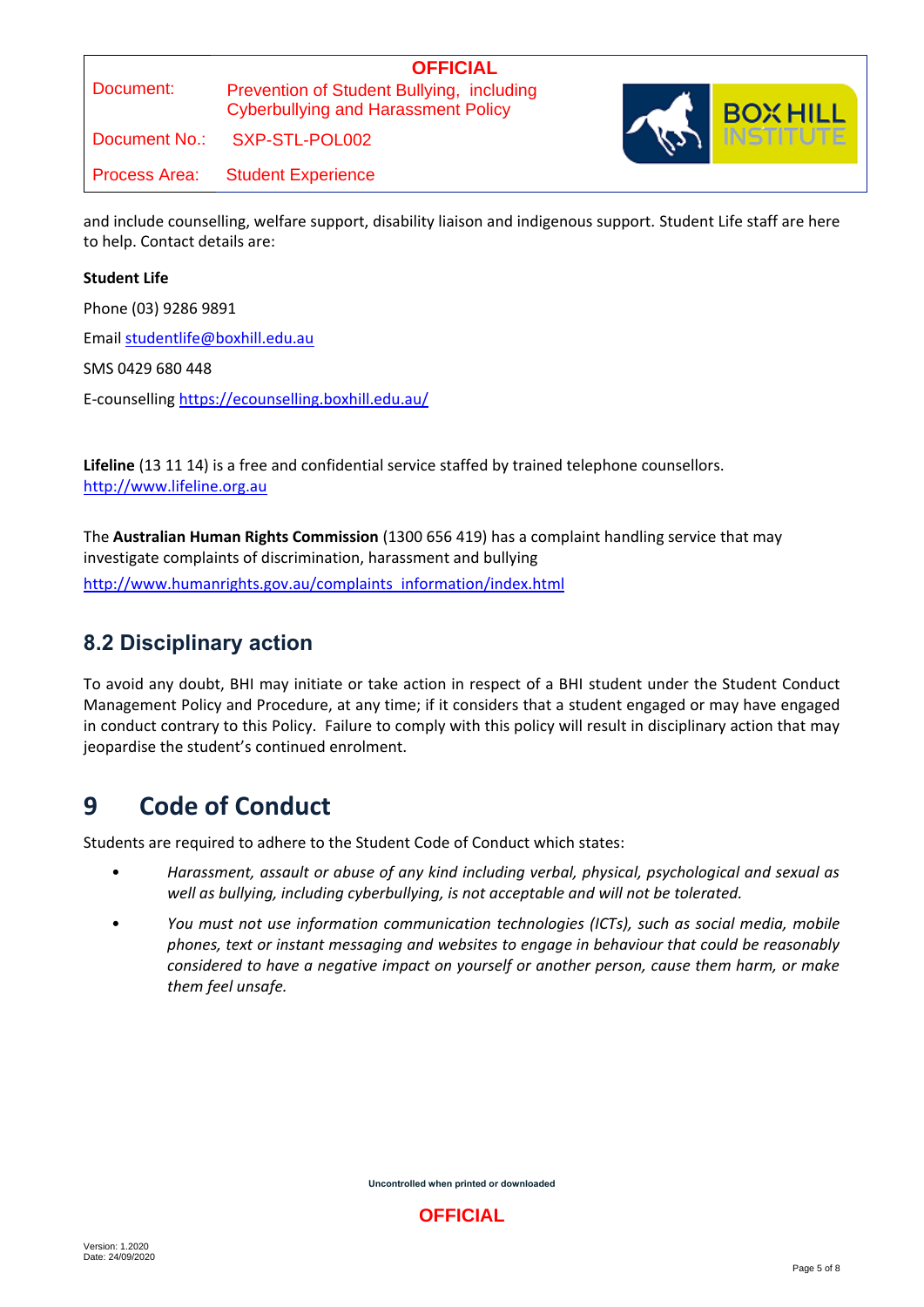and include counselling, welfare support, disability liaison and indigenous support. Student Life staff are here to help. Contact details are:

**Student Life**

Phone (03) 9286 9891

Email studentlife@boxhill.edu.au

SMS 0429 680 448

E-counselling https://ecounselling.boxhill.edu.au/

**Lifeline** (13 11 14) is a free and confidential service staffed by trained telephone counsellors. http://www.lifeline.org.au

The **Australian Human Rights Commission** (1300 656 419) has a complaint handling service that may investigate complaints of discrimination, harassment and bullying

http://www.humanrights.gov.au/complaints_information/index.html

### 8.2 Disciplinary action

To avoid any doubt, BHI may initiate or take action in respect of a BHI student under the Student Conduct Management Policy and Procedure, at any time; if it considers that a student engaged or may have engaged in conduct contrary to this Policy. Failure to comply with this policy will result in disciplinary action that may jeopardise the student's continued enrolment.

## 9 Code of Conduct

Students are required to adhere to the Student Code of Conduct which states:

- *Harassment, assault or abuse of any kind including verbal, physical, psychological and sexual as well as bullying, including cyberbullying, is not acceptable and will not be tolerated.*
- *You must not use information communication technologies (ICTs), such as social media, mobile phones, text or instant messaging and websites to engage in behaviour that could be reasonably considered to have a negative impact on yourself or another person, cause them harm, or make them feel unsafe.*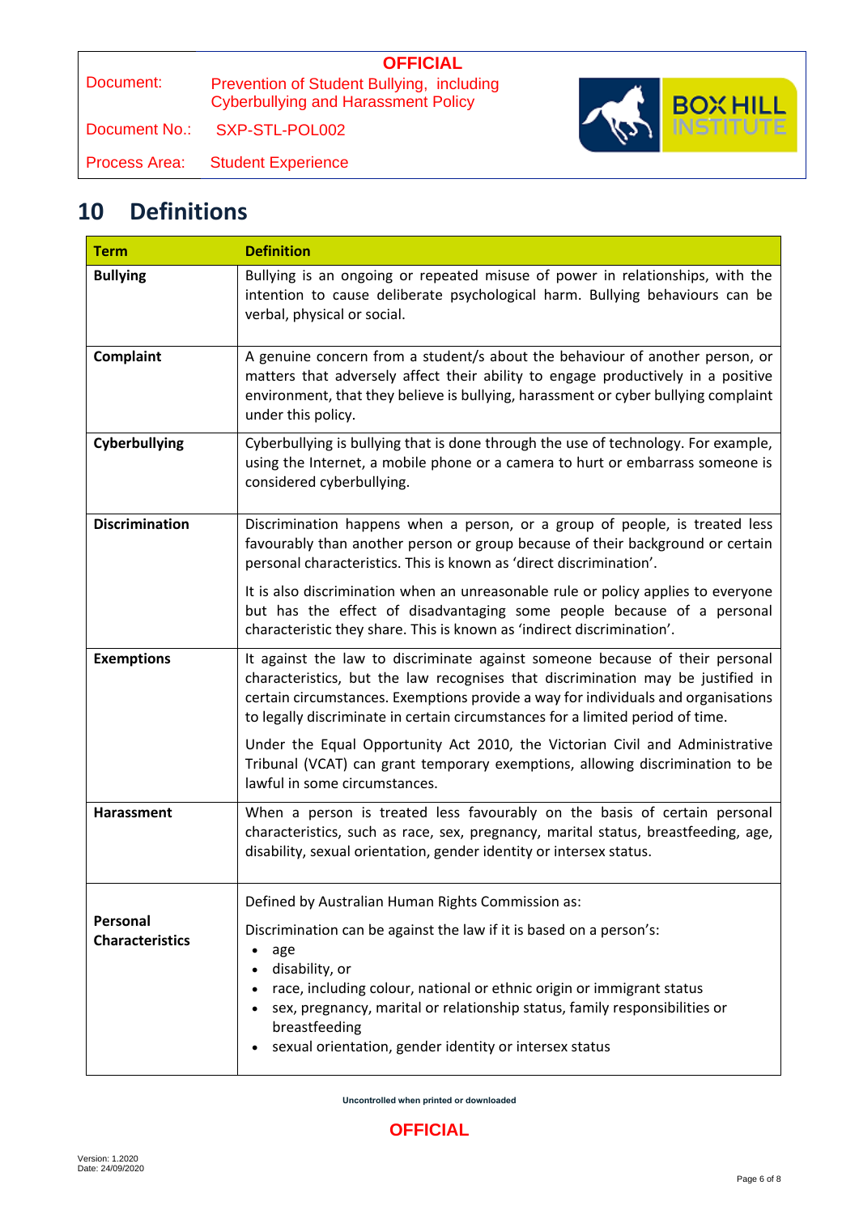## 10 Definitions

| Term | Definition |
|---|---|
| **Bullying** | Bullying is an ongoing or repeated misuse of power in relationships, with the intention to cause deliberate psychological harm. Bullying behaviours can be verbal, physical or social. |
| **Complaint** | A genuine concern from a student/s about the behaviour of another person, or matters that adversely affect their ability to engage productively in a positive environment, that they believe is bullying, harassment or cyber bullying complaint under this policy. |
| **Cyberbullying** | Cyberbullying is bullying that is done through the use of technology. For example, using the Internet, a mobile phone or a camera to hurt or embarrass someone is considered cyberbullying. |
| **Discrimination** | Discrimination happens when a person, or a group of people, is treated less favourably than another person or group because of their background or certain personal characteristics. This is known as 'direct discrimination'.<br><br>It is also discrimination when an unreasonable rule or policy applies to everyone but has the effect of disadvantaging some people because of a personal characteristic they share. This is known as 'indirect discrimination'. |
| **Exemptions** | It against the law to discriminate against someone because of their personal characteristics, but the law recognises that discrimination may be justified in certain circumstances. Exemptions provide a way for individuals and organisations to legally discriminate in certain circumstances for a limited period of time.<br><br>Under the Equal Opportunity Act 2010, the Victorian Civil and Administrative Tribunal (VCAT) can grant temporary exemptions, allowing discrimination to be lawful in some circumstances. |
| **Harassment** | When a person is treated less favourably on the basis of certain personal characteristics, such as race, sex, pregnancy, marital status, breastfeeding, age, disability, sexual orientation, gender identity or intersex status. |
| **Personal Characteristics** | Defined by Australian Human Rights Commission as:<br><br>Discrimination can be against the law if it is based on a person's:<br>• age<br>• disability, or<br>• race, including colour, national or ethnic origin or immigrant status<br>• sex, pregnancy, marital or relationship status, family responsibilities or breastfeeding<br>• sexual orientation, gender identity or intersex status |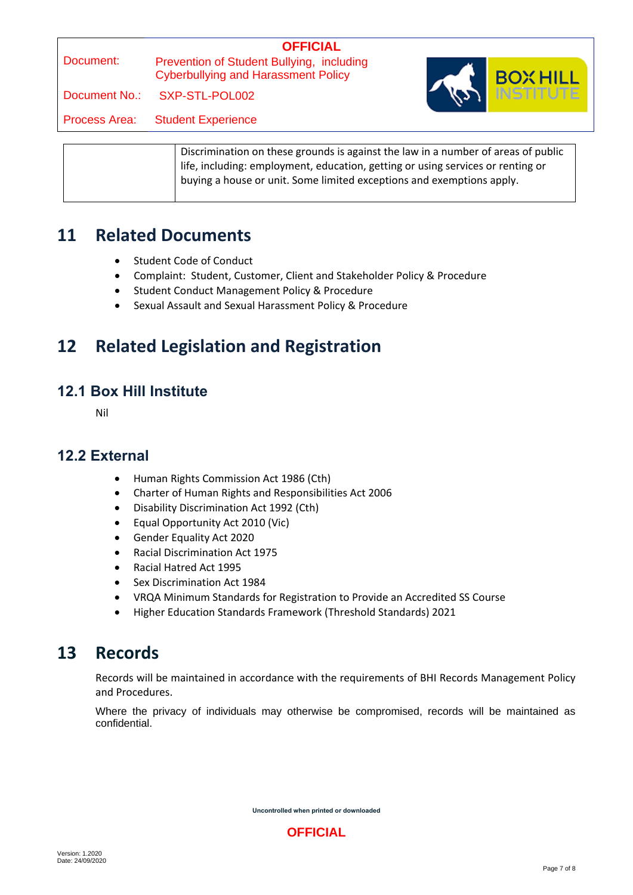| | Discrimination on these grounds is against the law in a number of areas of public life, including: employment, education, getting or using services or renting or buying a house or unit. Some limited exceptions and exemptions apply. |
|---|---|

# 11 Related Documents

- Student Code of Conduct
- Complaint: Student, Customer, Client and Stakeholder Policy & Procedure
- Student Conduct Management Policy & Procedure
- Sexual Assault and Sexual Harassment Policy & Procedure

# 12 Related Legislation and Registration

## 12.1 Box Hill Institute

Nil

## 12.2 External

- Human Rights Commission Act 1986 (Cth)
- Charter of Human Rights and Responsibilities Act 2006
- Disability Discrimination Act 1992 (Cth)
- Equal Opportunity Act 2010 (Vic)
- Gender Equality Act 2020
- Racial Discrimination Act 1975
- Racial Hatred Act 1995
- Sex Discrimination Act 1984
- VRQA Minimum Standards for Registration to Provide an Accredited SS Course
- Higher Education Standards Framework (Threshold Standards) 2021

# 13 Records

Records will be maintained in accordance with the requirements of BHI Records Management Policy and Procedures.

Where the privacy of individuals may otherwise be compromised, records will be maintained as confidential.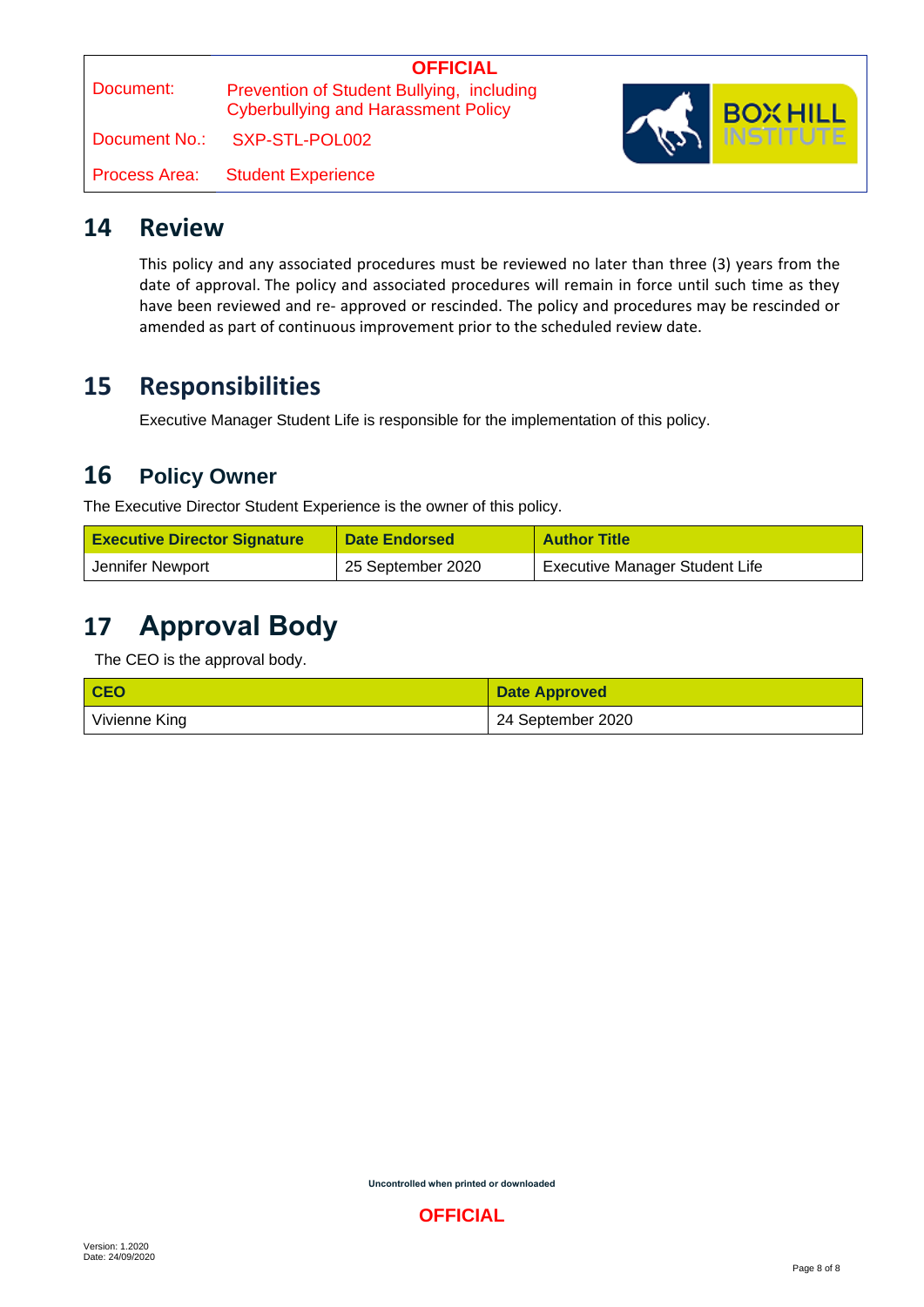## 14 Review

This policy and any associated procedures must be reviewed no later than three (3) years from the date of approval. The policy and associated procedures will remain in force until such time as they have been reviewed and re- approved or rescinded. The policy and procedures may be rescinded or amended as part of continuous improvement prior to the scheduled review date.

## 15 Responsibilities

Executive Manager Student Life is responsible for the implementation of this policy.

## 16 Policy Owner

The Executive Director Student Experience is the owner of this policy.

| Executive Director Signature | Date Endorsed | Author Title |
| --- | --- | --- |
| Jennifer Newport | 25 September 2020 | Executive Manager Student Life |

## 17 Approval Body

The CEO is the approval body.

| CEO | Date Approved |
| --- | --- |
| Vivienne King | 24 September 2020 |